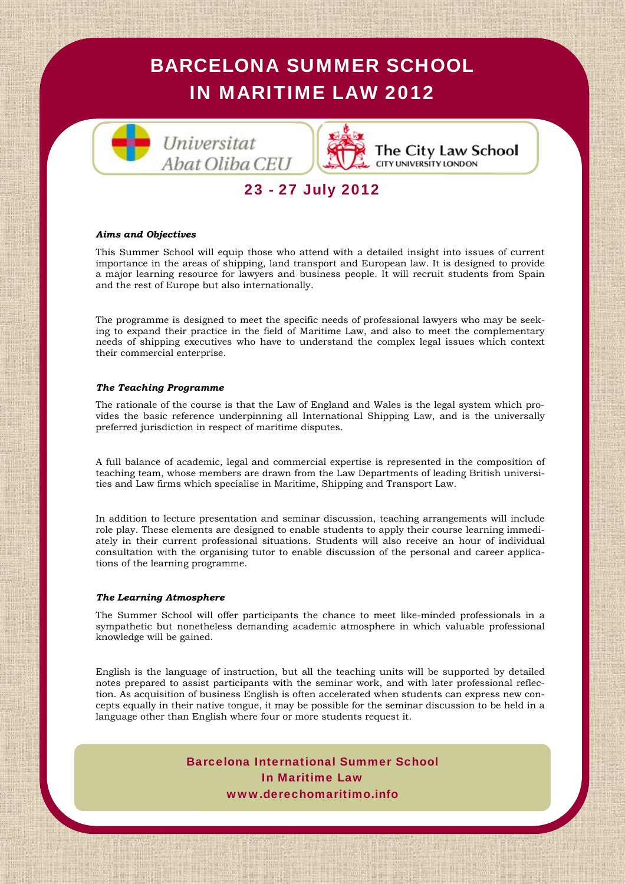# BARCELONA SUMMER SCHOOL IN MARITIME LAW 2012

Universitat Abat Oliba CEU

The City Law School
CITY UNIVERSITY LONDON

## 23 - 27 July 2012

### *Aims and Objectives*

This Summer School will equip those who attend with a detailed insight into issues of current importance in the areas of shipping, land transport and European law. It is designed to provide a major learning resource for lawyers and business people. It will recruit students from Spain and the rest of Europe but also internationally.

The programme is designed to meet the specific needs of professional lawyers who may be seeking to expand their practice in the field of Maritime Law, and also to meet the complementary needs of shipping executives who have to understand the complex legal issues which context their commercial enterprise.

### *The Teaching Programme*

The rationale of the course is that the Law of England and Wales is the legal system which provides the basic reference underpinning all International Shipping Law, and is the universally preferred jurisdiction in respect of maritime disputes.

A full balance of academic, legal and commercial expertise is represented in the composition of teaching team, whose members are drawn from the Law Departments of leading British universities and Law firms which specialise in Maritime, Shipping and Transport Law.

In addition to lecture presentation and seminar discussion, teaching arrangements will include role play. These elements are designed to enable students to apply their course learning immediately in their current professional situations. Students will also receive an hour of individual consultation with the organising tutor to enable discussion of the personal and career applications of the learning programme.

### *The Learning Atmosphere*

The Summer School will offer participants the chance to meet like-minded professionals in a sympathetic but nonetheless demanding academic atmosphere in which valuable professional knowledge will be gained.

English is the language of instruction, but all the teaching units will be supported by detailed notes prepared to assist participants with the seminar work, and with later professional reflection. As acquisition of business English is often accelerated when students can express new concepts equally in their native tongue, it may be possible for the seminar discussion to be held in a language other than English where four or more students request it.

**Barcelona International Summer School**
**In Maritime Law**
**www.derechomaritimo.info**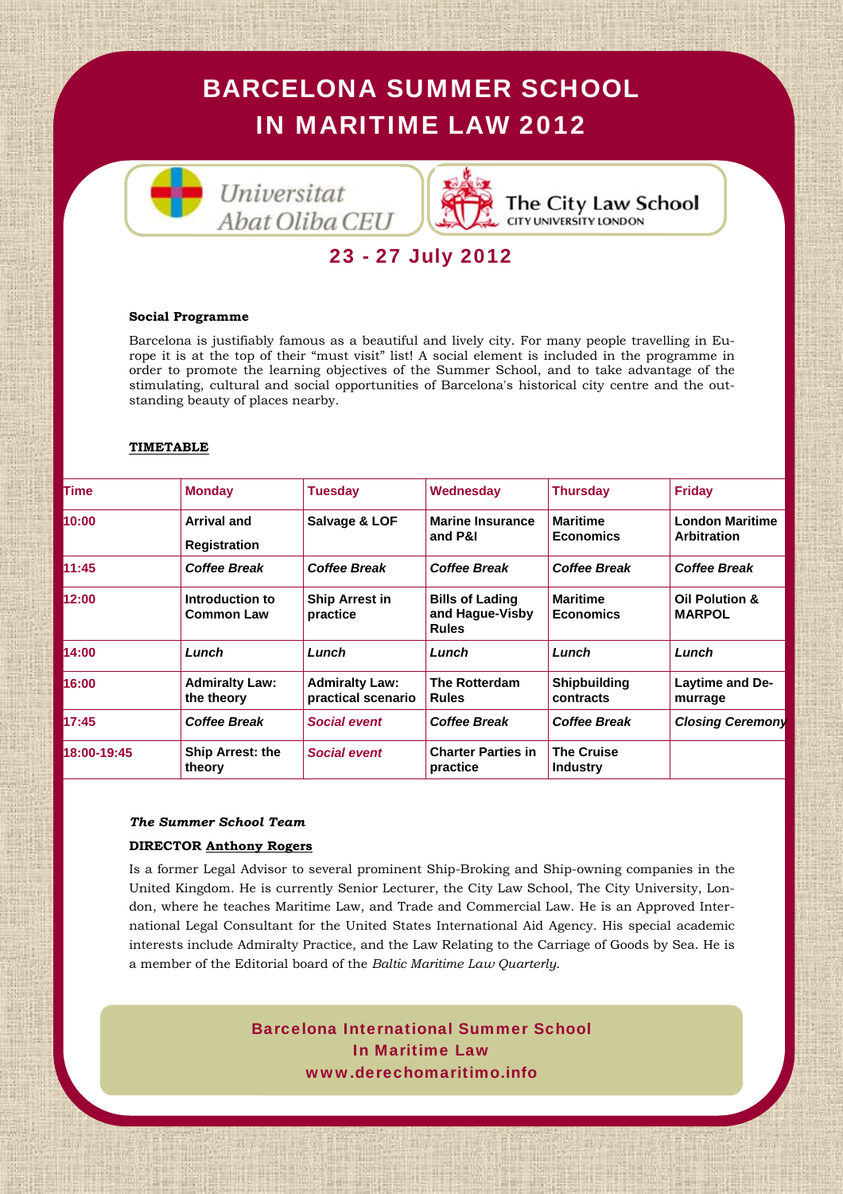# BARCELONA SUMMER SCHOOL IN MARITIME LAW 2012

Universitat Abat Oliba CEU

The City Law School
CITY UNIVERSITY LONDON

## 23 - 27 July 2012

**Social Programme**

Barcelona is justifiably famous as a beautiful and lively city. For many people travelling in Europe it is at the top of their "must visit" list! A social element is included in the programme in order to promote the learning objectives of the Summer School, and to take advantage of the stimulating, cultural and social opportunities of Barcelona's historical city centre and the outstanding beauty of places nearby.

**TIMETABLE**

| Time | Monday | Tuesday | Wednesday | Thursday | Friday |
|---|---|---|---|---|---|
| 10:00 | **Arrival and Registration** | **Salvage & LOF** | **Marine Insurance and P&I** | **Maritime Economics** | **London Maritime Arbitration** |
| 11:45 | *Coffee Break* | *Coffee Break* | *Coffee Break* | *Coffee Break* | *Coffee Break* |
| 12:00 | **Introduction to Common Law** | **Ship Arrest in practice** | **Bills of Lading and Hague-Visby Rules** | **Maritime Economics** | **Oil Polution & MARPOL** |
| 14:00 | *Lunch* | *Lunch* | *Lunch* | *Lunch* | *Lunch* |
| 16:00 | **Admiralty Law: the theory** | **Admiralty Law: practical scenario** | **The Rotterdam Rules** | **Shipbuilding contracts** | **Laytime and Demurrage** |
| 17:45 | *Coffee Break* | *Social event* | *Coffee Break* | *Coffee Break* | *Closing Ceremony* |
| 18:00-19:45 | **Ship Arrest: the theory** | *Social event* | **Charter Parties in practice** | **The Cruise Industry** | |

***The Summer School Team***

**DIRECTOR Anthony Rogers**

Is a former Legal Advisor to several prominent Ship-Broking and Ship-owning companies in the United Kingdom. He is currently Senior Lecturer, the City Law School, The City University, London, where he teaches Maritime Law, and Trade and Commercial Law. He is an Approved International Legal Consultant for the United States International Aid Agency. His special academic interests include Admiralty Practice, and the Law Relating to the Carriage of Goods by Sea. He is a member of the Editorial board of the *Baltic Maritime Law Quarterly*.

**Barcelona International Summer School In Maritime Law**
**www.derechomaritimo.info**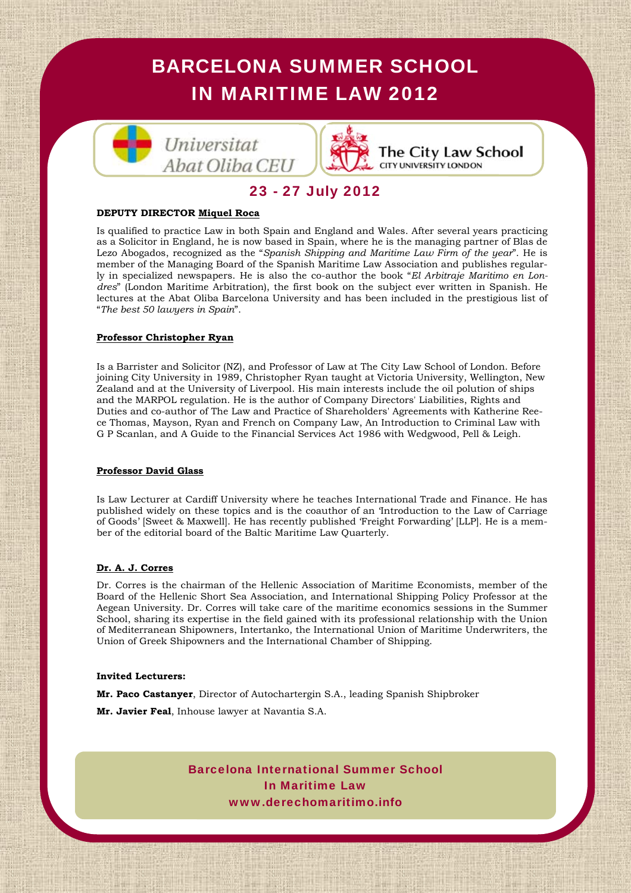# BARCELONA SUMMER SCHOOL IN MARITIME LAW 2012

Universitat Abat Oliba CEU

The City Law School
CITY UNIVERSITY LONDON

## 23 - 27 July 2012

**DEPUTY DIRECTOR <u>Miquel Roca</u>**

Is qualified to practice Law in both Spain and England and Wales. After several years practicing as a Solicitor in England, he is now based in Spain, where he is the managing partner of Blas de Lezo Abogados, recognized as the "*Spanish Shipping and Maritime Law Firm of the year*". He is member of the Managing Board of the Spanish Maritime Law Association and publishes regularly in specialized newspapers. He is also the co-author the book "*El Arbitraje Maritimo en Londres*" (London Maritime Arbitration), the first book on the subject ever written in Spanish. He lectures at the Abat Oliba Barcelona University and has been included in the prestigious list of "*The best 50 lawyers in Spain*".

**<u>Professor Christopher Ryan</u>**

Is a Barrister and Solicitor (NZ), and Professor of Law at The City Law School of London. Before joining City University in 1989, Christopher Ryan taught at Victoria University, Wellington, New Zealand and at the University of Liverpool. His main interests include the oil polution of ships and the MARPOL regulation. He is the author of Company Directors' Liabilities, Rights and Duties and co-author of The Law and Practice of Shareholders' Agreements with Katherine Reece Thomas, Mayson, Ryan and French on Company Law, An Introduction to Criminal Law with G P Scanlan, and A Guide to the Financial Services Act 1986 with Wedgwood, Pell & Leigh.

**<u>Professor David Glass</u>**

Is Law Lecturer at Cardiff University where he teaches International Trade and Finance. He has published widely on these topics and is the coauthor of an 'Introduction to the Law of Carriage of Goods' [Sweet & Maxwell]. He has recently published 'Freight Forwarding' [LLP]. He is a member of the editorial board of the Baltic Maritime Law Quarterly.

**<u>Dr. A. J. Corres</u>**

Dr. Corres is the chairman of the Hellenic Association of Maritime Economists, member of the Board of the Hellenic Short Sea Association, and International Shipping Policy Professor at the Aegean University. Dr. Corres will take care of the maritime economics sessions in the Summer School, sharing its expertise in the field gained with its professional relationship with the Union of Mediterranean Shipowners, Intertanko, the International Union of Maritime Underwriters, the Union of Greek Shipowners and the International Chamber of Shipping.

**Invited Lecturers:**

**Mr. Paco Castanyer**, Director of Autochartergin S.A., leading Spanish Shipbroker

**Mr. Javier Feal**, Inhouse lawyer at Navantia S.A.

**Barcelona International Summer School**
**In Maritime Law**
**www.derechomaritimo.info**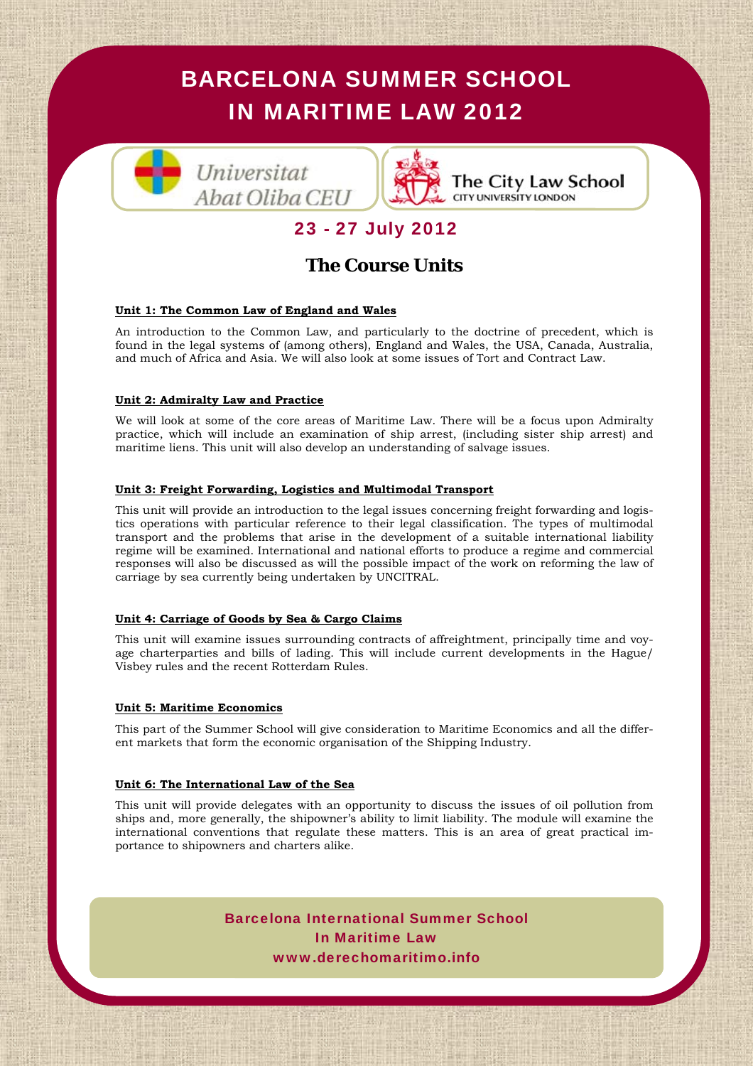# BARCELONA SUMMER SCHOOL IN MARITIME LAW 2012

Universitat Abat Oliba CEU

The City Law School
CITY UNIVERSITY LONDON

## 23 - 27 July 2012

## The Course Units

**Unit 1: The Common Law of England and Wales**

An introduction to the Common Law, and particularly to the doctrine of precedent, which is found in the legal systems of (among others), England and Wales, the USA, Canada, Australia, and much of Africa and Asia. We will also look at some issues of Tort and Contract Law.

**Unit 2: Admiralty Law and Practice**

We will look at some of the core areas of Maritime Law. There will be a focus upon Admiralty practice, which will include an examination of ship arrest, (including sister ship arrest) and maritime liens. This unit will also develop an understanding of salvage issues.

**Unit 3: Freight Forwarding, Logistics and Multimodal Transport**

This unit will provide an introduction to the legal issues concerning freight forwarding and logistics operations with particular reference to their legal classification. The types of multimodal transport and the problems that arise in the development of a suitable international liability regime will be examined. International and national efforts to produce a regime and commercial responses will also be discussed as will the possible impact of the work on reforming the law of carriage by sea currently being undertaken by UNCITRAL.

**Unit 4: Carriage of Goods by Sea & Cargo Claims**

This unit will examine issues surrounding contracts of affreightment, principally time and voyage charterparties and bills of lading. This will include current developments in the Hague/ Visbey rules and the recent Rotterdam Rules.

**Unit 5: Maritime Economics**

This part of the Summer School will give consideration to Maritime Economics and all the different markets that form the economic organisation of the Shipping Industry.

**Unit 6: The International Law of the Sea**

This unit will provide delegates with an opportunity to discuss the issues of oil pollution from ships and, more generally, the shipowner's ability to limit liability. The module will examine the international conventions that regulate these matters. This is an area of great practical importance to shipowners and charters alike.

Barcelona International Summer School
In Maritime Law
www.derechomaritimo.info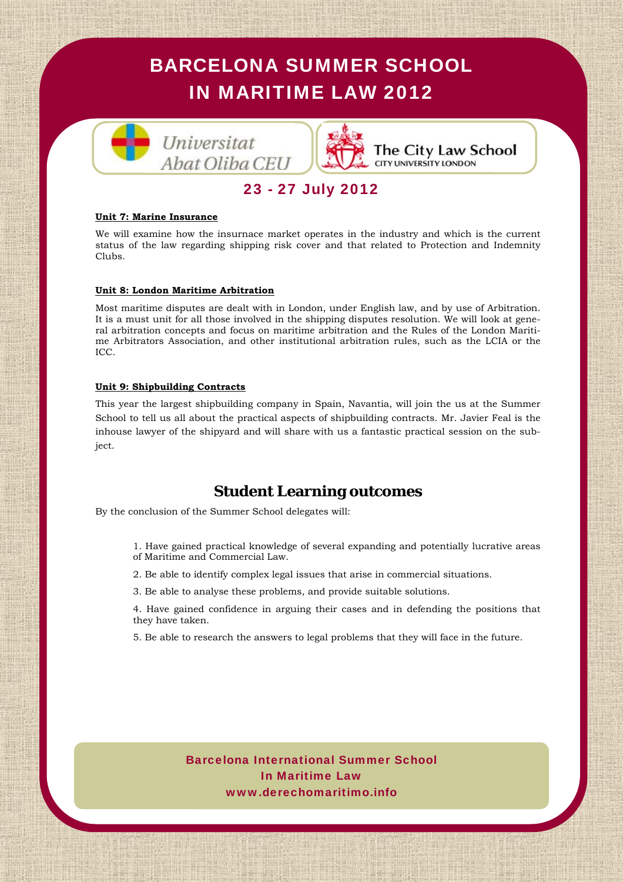# BARCELONA SUMMER SCHOOL IN MARITIME LAW 2012

Universitat Abat Oliba CEU

The City Law School
CITY UNIVERSITY LONDON

## 23 - 27 July 2012

**Unit 7: Marine Insurance**

We will examine how the insurnace market operates in the industry and which is the current status of the law regarding shipping risk cover and that related to Protection and Indemnity Clubs.

**Unit 8: London Maritime Arbitration**

Most maritime disputes are dealt with in London, under English law, and by use of Arbitration. It is a must unit for all those involved in the shipping disputes resolution. We will look at general arbitration concepts and focus on maritime arbitration and the Rules of the London Maritime Arbitrators Association, and other institutional arbitration rules, such as the LCIA or the ICC.

**Unit 9: Shipbuilding Contracts**

This year the largest shipbuilding company in Spain, Navantia, will join the us at the Summer School to tell us all about the practical aspects of shipbuilding contracts. Mr. Javier Feal is the inhouse lawyer of the shipyard and will share with us a fantastic practical session on the subject.

## Student Learning outcomes

By the conclusion of the Summer School delegates will:

1. Have gained practical knowledge of several expanding and potentially lucrative areas of Maritime and Commercial Law.
2. Be able to identify complex legal issues that arise in commercial situations.
3. Be able to analyse these problems, and provide suitable solutions.
4. Have gained confidence in arguing their cases and in defending the positions that they have taken.
5. Be able to research the answers to legal problems that they will face in the future.

Barcelona International Summer School
In Maritime Law
www.derechomaritimo.info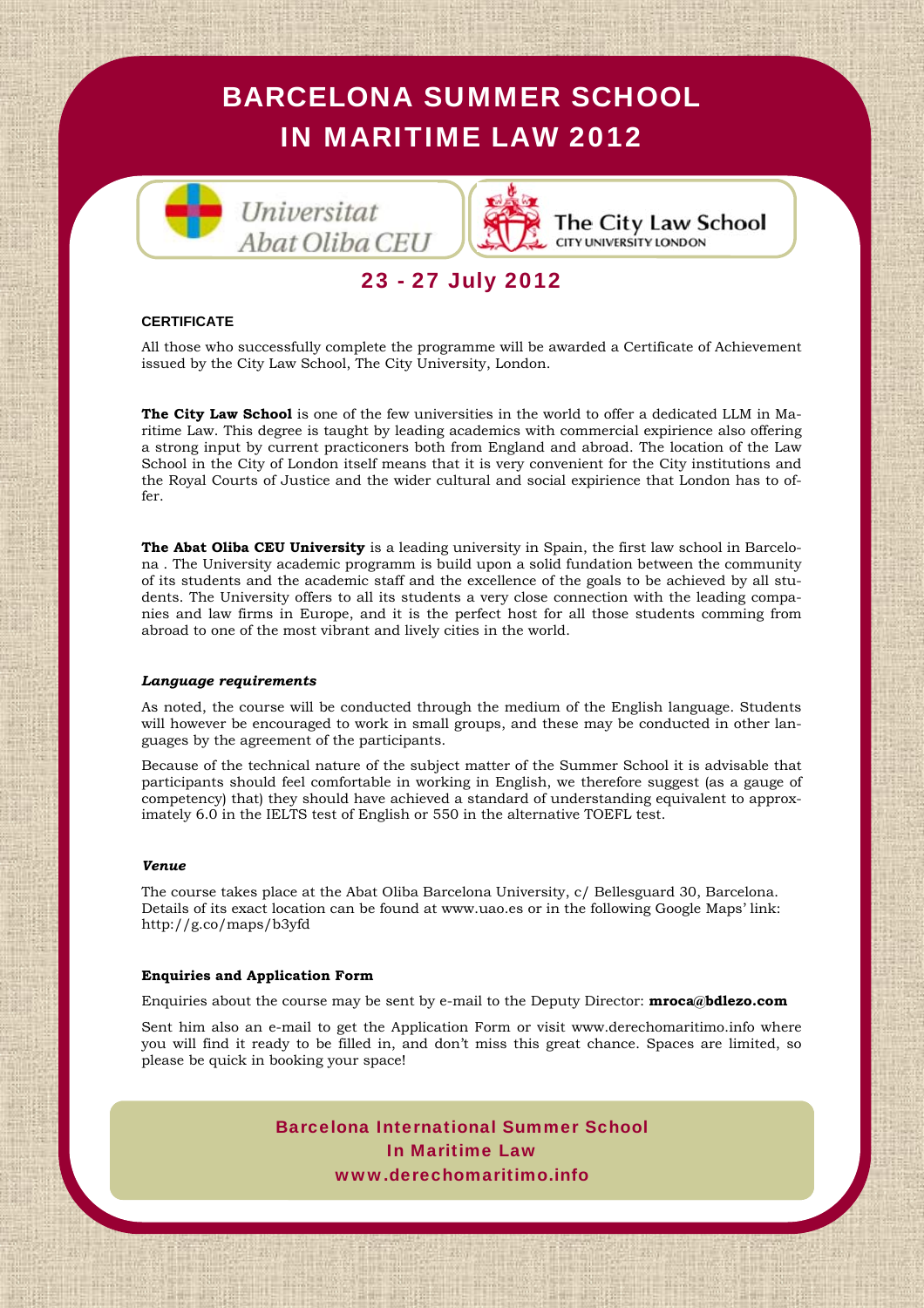# BARCELONA SUMMER SCHOOL IN MARITIME LAW 2012

Universitat Abat Oliba CEU

The City Law School
CITY UNIVERSITY LONDON

## 23 - 27 July 2012

### CERTIFICATE

All those who successfully complete the programme will be awarded a Certificate of Achievement issued by the City Law School, The City University, London.

**The City Law School** is one of the few universities in the world to offer a dedicated LLM in Maritime Law. This degree is taught by leading academics with commercial expirience also offering a strong input by current practiconers both from England and abroad. The location of the Law School in the City of London itself means that it is very convenient for the City institutions and the Royal Courts of Justice and the wider cultural and social expirience that London has to offer.

**The Abat Oliba CEU University** is a leading university in Spain, the first law school in Barcelona . The University academic programm is build upon a solid fundation between the community of its students and the academic staff and the excellence of the goals to be achieved by all students. The University offers to all its students a very close connection with the leading companies and law firms in Europe, and it is the perfect host for all those students comming from abroad to one of the most vibrant and lively cities in the world.

### *Language requirements*

As noted, the course will be conducted through the medium of the English language. Students will however be encouraged to work in small groups, and these may be conducted in other languages by the agreement of the participants.

Because of the technical nature of the subject matter of the Summer School it is advisable that participants should feel comfortable in working in English, we therefore suggest (as a gauge of competency) that) they should have achieved a standard of understanding equivalent to approximately 6.0 in the IELTS test of English or 550 in the alternative TOEFL test.

### *Venue*

The course takes place at the Abat Oliba Barcelona University, c/ Bellesguard 30, Barcelona. Details of its exact location can be found at www.uao.es or in the following Google Maps' link: http://g.co/maps/b3yfd

### Enquiries and Application Form

Enquiries about the course may be sent by e-mail to the Deputy Director: **mroca@bdlezo.com**

Sent him also an e-mail to get the Application Form or visit www.derechomaritimo.info where you will find it ready to be filled in, and don't miss this great chance. Spaces are limited, so please be quick in booking your space!

**Barcelona International Summer School**
**In Maritime Law**
**www.derechomaritimo.info**